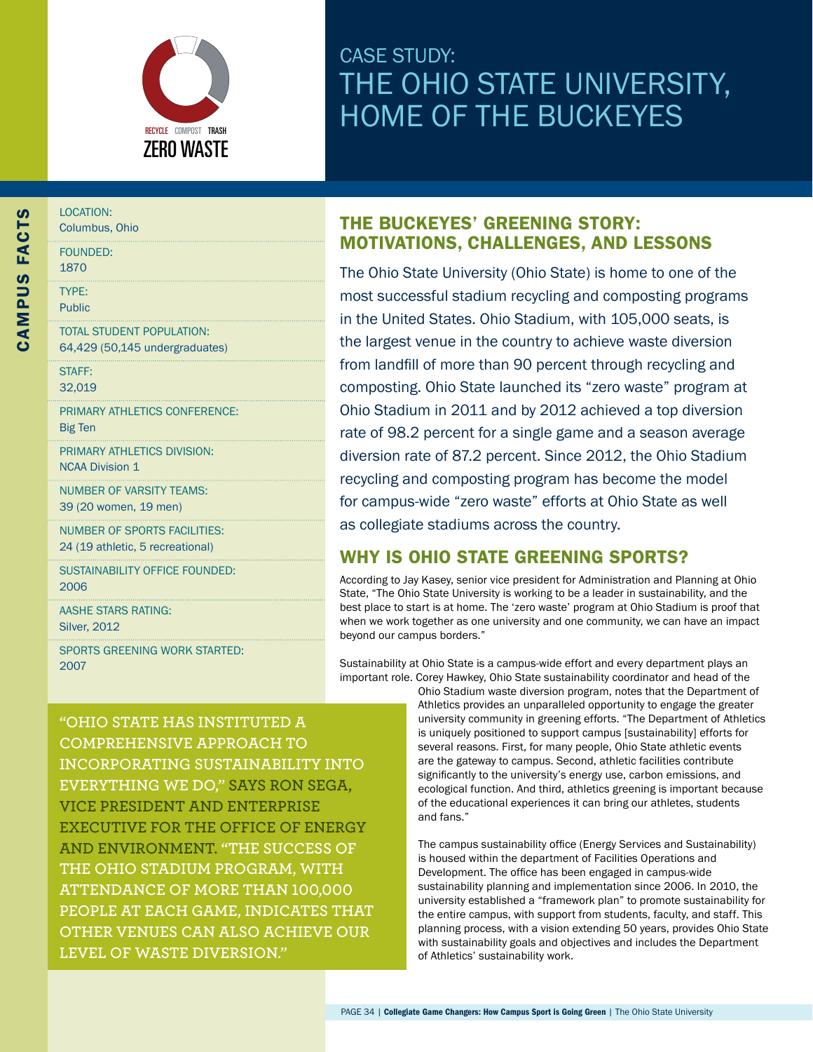RECYCLE COMPOST TRASH
ZERO WASTE

# CASE STUDY: THE OHIO STATE UNIVERSITY, HOME OF THE BUCKEYES

## CAMPUS FACTS

LOCATION:
Columbus, Ohio

FOUNDED:
1870

TYPE:
Public

TOTAL STUDENT POPULATION:
64,429 (50,145 undergraduates)

STAFF:
32,019

PRIMARY ATHLETICS CONFERENCE:
Big Ten

PRIMARY ATHLETICS DIVISION:
NCAA Division 1

NUMBER OF VARSITY TEAMS:
39 (20 women, 19 men)

NUMBER OF SPORTS FACILITIES:
24 (19 athletic, 5 recreational)

SUSTAINABILITY OFFICE FOUNDED:
2006

AASHE STARS RATING:
Silver, 2012

SPORTS GREENING WORK STARTED:
2007

## THE BUCKEYES' GREENING STORY: MOTIVATIONS, CHALLENGES, AND LESSONS

The Ohio State University (Ohio State) is home to one of the most successful stadium recycling and composting programs in the United States. Ohio Stadium, with 105,000 seats, is the largest venue in the country to achieve waste diversion from landfill of more than 90 percent through recycling and composting. Ohio State launched its "zero waste" program at Ohio Stadium in 2011 and by 2012 achieved a top diversion rate of 98.2 percent for a single game and a season average diversion rate of 87.2 percent. Since 2012, the Ohio Stadium recycling and composting program has become the model for campus-wide "zero waste" efforts at Ohio State as well as collegiate stadiums across the country.

## WHY IS OHIO STATE GREENING SPORTS?

According to Jay Kasey, senior vice president for Administration and Planning at Ohio State, "The Ohio State University is working to be a leader in sustainability, and the best place to start is at home. The 'zero waste' program at Ohio Stadium is proof that when we work together as one university and one community, we can have an impact beyond our campus borders."

Sustainability at Ohio State is a campus-wide effort and every department plays an important role. Corey Hawkey, Ohio State sustainability coordinator and head of the Ohio Stadium waste diversion program, notes that the Department of Athletics provides an unparalleled opportunity to engage the greater university community in greening efforts. "The Department of Athletics is uniquely positioned to support campus [sustainability] efforts for several reasons. First, for many people, Ohio State athletic events are the gateway to campus. Second, athletic facilities contribute significantly to the university's energy use, carbon emissions, and ecological function. And third, athletics greening is important because of the educational experiences it can bring our athletes, students and fans."

> "OHIO STATE HAS INSTITUTED A COMPREHENSIVE APPROACH TO INCORPORATING SUSTAINABILITY INTO EVERYTHING WE DO," SAYS RON SEGA, VICE PRESIDENT AND ENTERPRISE EXECUTIVE FOR THE OFFICE OF ENERGY AND ENVIRONMENT. "THE SUCCESS OF THE OHIO STADIUM PROGRAM, WITH ATTENDANCE OF MORE THAN 100,000 PEOPLE AT EACH GAME, INDICATES THAT OTHER VENUES CAN ALSO ACHIEVE OUR LEVEL OF WASTE DIVERSION."

The campus sustainability office (Energy Services and Sustainability) is housed within the department of Facilities Operations and Development. The office has been engaged in campus-wide sustainability planning and implementation since 2006. In 2010, the university established a "framework plan" to promote sustainability for the entire campus, with support from students, faculty, and staff. This planning process, with a vision extending 50 years, provides Ohio State with sustainability goals and objectives and includes the Department of Athletics' sustainability work.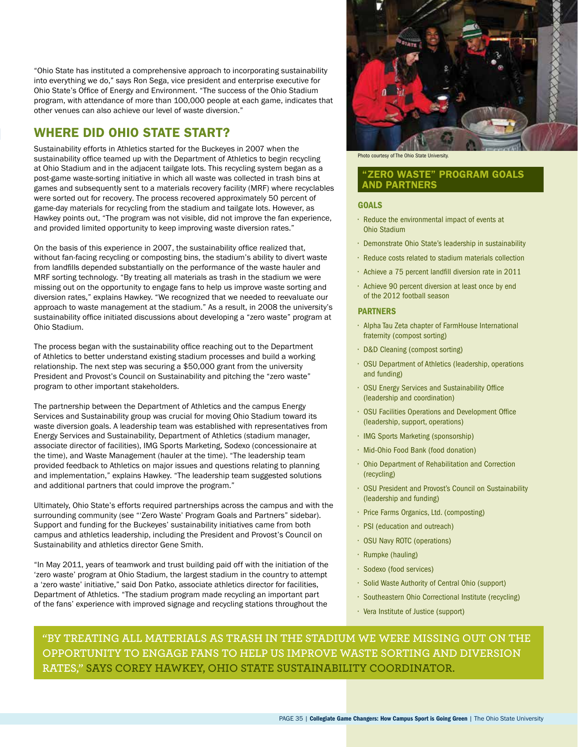"Ohio State has instituted a comprehensive approach to incorporating sustainability into everything we do," says Ron Sega, vice president and enterprise executive for Ohio State's Office of Energy and Environment. "The success of the Ohio Stadium program, with attendance of more than 100,000 people at each game, indicates that other venues can also achieve our level of waste diversion."

## WHERE DID OHIO STATE START?

Sustainability efforts in Athletics started for the Buckeyes in 2007 when the sustainability office teamed up with the Department of Athletics to begin recycling at Ohio Stadium and in the adjacent tailgate lots. This recycling system began as a post-game waste-sorting initiative in which all waste was collected in trash bins at games and subsequently sent to a materials recovery facility (MRF) where recyclables were sorted out for recovery. The process recovered approximately 50 percent of game-day materials for recycling from the stadium and tailgate lots. However, as Hawkey points out, "The program was not visible, did not improve the fan experience, and provided limited opportunity to keep improving waste diversion rates."

On the basis of this experience in 2007, the sustainability office realized that, without fan-facing recycling or composting bins, the stadium's ability to divert waste from landfills depended substantially on the performance of the waste hauler and MRF sorting technology. "By treating all materials as trash in the stadium we were missing out on the opportunity to engage fans to help us improve waste sorting and diversion rates," explains Hawkey. "We recognized that we needed to reevaluate our approach to waste management at the stadium." As a result, in 2008 the university's sustainability office initiated discussions about developing a "zero waste" program at Ohio Stadium.

The process began with the sustainability office reaching out to the Department of Athletics to better understand existing stadium processes and build a working relationship. The next step was securing a $50,000 grant from the university President and Provost's Council on Sustainability and pitching the "zero waste" program to other important stakeholders.

The partnership between the Department of Athletics and the campus Energy Services and Sustainability group was crucial for moving Ohio Stadium toward its waste diversion goals. A leadership team was established with representatives from Energy Services and Sustainability, Department of Athletics (stadium manager, associate director of facilities), IMG Sports Marketing, Sodexo (concessionaire at the time), and Waste Management (hauler at the time). "The leadership team provided feedback to Athletics on major issues and questions relating to planning and implementation," explains Hawkey. "The leadership team suggested solutions and additional partners that could improve the program."

Ultimately, Ohio State's efforts required partnerships across the campus and with the surrounding community (see "'Zero Waste' Program Goals and Partners" sidebar). Support and funding for the Buckeyes' sustainability initiatives came from both campus and athletics leadership, including the President and Provost's Council on Sustainability and athletics director Gene Smith.

"In May 2011, years of teamwork and trust building paid off with the initiation of the 'zero waste' program at Ohio Stadium, the largest stadium in the country to attempt a 'zero waste' initiative," said Don Patko, associate athletics director for facilities, Department of Athletics. "The stadium program made recycling an important part of the fans' experience with improved signage and recycling stations throughout the

Photo courtesy of The Ohio State University.

### "ZERO WASTE" PROGRAM GOALS AND PARTNERS

**GOALS**

- Reduce the environmental impact of events at Ohio Stadium
- Demonstrate Ohio State's leadership in sustainability
- Reduce costs related to stadium materials collection
- Achieve a 75 percent landfill diversion rate in 2011
- Achieve 90 percent diversion at least once by end of the 2012 football season

**PARTNERS**

- Alpha Tau Zeta chapter of FarmHouse International fraternity (compost sorting)
- D&D Cleaning (compost sorting)
- OSU Department of Athletics (leadership, operations and funding)
- OSU Energy Services and Sustainability Office (leadership and coordination)
- OSU Facilities Operations and Development Office (leadership, support, operations)
- IMG Sports Marketing (sponsorship)
- Mid-Ohio Food Bank (food donation)
- Ohio Department of Rehabilitation and Correction (recycling)
- OSU President and Provost's Council on Sustainability (leadership and funding)
- Price Farms Organics, Ltd. (composting)
- PSI (education and outreach)
- OSU Navy ROTC (operations)
- Rumpke (hauling)
- Sodexo (food services)
- Solid Waste Authority of Central Ohio (support)
- Southeastern Ohio Correctional Institute (recycling)
- Vera Institute of Justice (support)

"BY TREATING ALL MATERIALS AS TRASH IN THE STADIUM WE WERE MISSING OUT ON THE OPPORTUNITY TO ENGAGE FANS TO HELP US IMPROVE WASTE SORTING AND DIVERSION RATES," SAYS COREY HAWKEY, OHIO STATE SUSTAINABILITY COORDINATOR.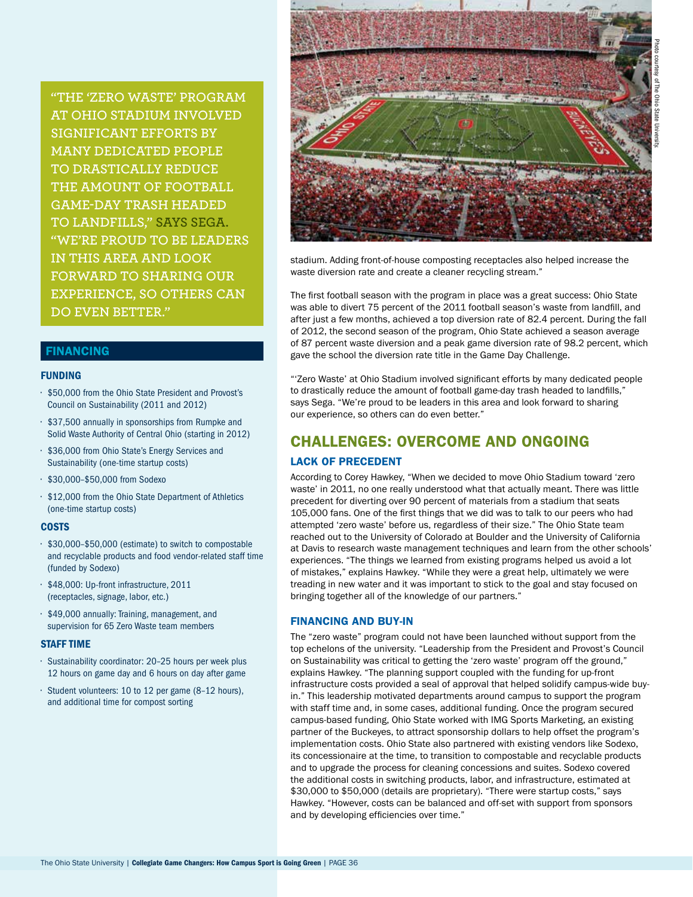"THE 'ZERO WASTE' PROGRAM AT OHIO STADIUM INVOLVED SIGNIFICANT EFFORTS BY MANY DEDICATED PEOPLE TO DRASTICALLY REDUCE THE AMOUNT OF FOOTBALL GAME-DAY TRASH HEADED TO LANDFILLS," SAYS SEGA. "WE'RE PROUD TO BE LEADERS IN THIS AREA AND LOOK FORWARD TO SHARING OUR EXPERIENCE, SO OTHERS CAN DO EVEN BETTER."

## FINANCING

### FUNDING

- $50,000 from the Ohio State President and Provost's Council on Sustainability (2011 and 2012)
- $37,500 annually in sponsorships from Rumpke and Solid Waste Authority of Central Ohio (starting in 2012)
- $36,000 from Ohio State's Energy Services and Sustainability (one-time startup costs)
- $30,000–$50,000 from Sodexo
- $12,000 from the Ohio State Department of Athletics (one-time startup costs)

### COSTS

- $30,000–$50,000 (estimate) to switch to compostable and recyclable products and food vendor-related staff time (funded by Sodexo)
- $48,000: Up-front infrastructure, 2011 (receptacles, signage, labor, etc.)
- $49,000 annually: Training, management, and supervision for 65 Zero Waste team members

### STAFF TIME

- Sustainability coordinator: 20–25 hours per week plus 12 hours on game day and 6 hours on day after game
- Student volunteers: 10 to 12 per game (8–12 hours), and additional time for compost sorting

Photo courtesy of The Ohio State University.

stadium. Adding front-of-house composting receptacles also helped increase the waste diversion rate and create a cleaner recycling stream."

The first football season with the program in place was a great success: Ohio State was able to divert 75 percent of the 2011 football season's waste from landfill, and after just a few months, achieved a top diversion rate of 82.4 percent. During the fall of 2012, the second season of the program, Ohio State achieved a season average of 87 percent waste diversion and a peak game diversion rate of 98.2 percent, which gave the school the diversion rate title in the Game Day Challenge.

"'Zero Waste' at Ohio Stadium involved significant efforts by many dedicated people to drastically reduce the amount of football game-day trash headed to landfills," says Sega. "We're proud to be leaders in this area and look forward to sharing our experience, so others can do even better."

## CHALLENGES: OVERCOME AND ONGOING

### LACK OF PRECEDENT

According to Corey Hawkey, "When we decided to move Ohio Stadium toward 'zero waste' in 2011, no one really understood what that actually meant. There was little precedent for diverting over 90 percent of materials from a stadium that seats 105,000 fans. One of the first things that we did was to talk to our peers who had attempted 'zero waste' before us, regardless of their size." The Ohio State team reached out to the University of Colorado at Boulder and the University of California at Davis to research waste management techniques and learn from the other schools' experiences. "The things we learned from existing programs helped us avoid a lot of mistakes," explains Hawkey. "While they were a great help, ultimately we were treading in new water and it was important to stick to the goal and stay focused on bringing together all of the knowledge of our partners."

### FINANCING AND BUY-IN

The "zero waste" program could not have been launched without support from the top echelons of the university. "Leadership from the President and Provost's Council on Sustainability was critical to getting the 'zero waste' program off the ground," explains Hawkey. "The planning support coupled with the funding for up-front infrastructure costs provided a seal of approval that helped solidify campus-wide buy-in." This leadership motivated departments around campus to support the program with staff time and, in some cases, additional funding. Once the program secured campus-based funding, Ohio State worked with IMG Sports Marketing, an existing partner of the Buckeyes, to attract sponsorship dollars to help offset the program's implementation costs. Ohio State also partnered with existing vendors like Sodexo, its concessionaire at the time, to transition to compostable and recyclable products and to upgrade the process for cleaning concessions and suites. Sodexo covered the additional costs in switching products, labor, and infrastructure, estimated at $30,000 to $50,000 (details are proprietary). "There were startup costs," says Hawkey. "However, costs can be balanced and off-set with support from sponsors and by developing efficiencies over time."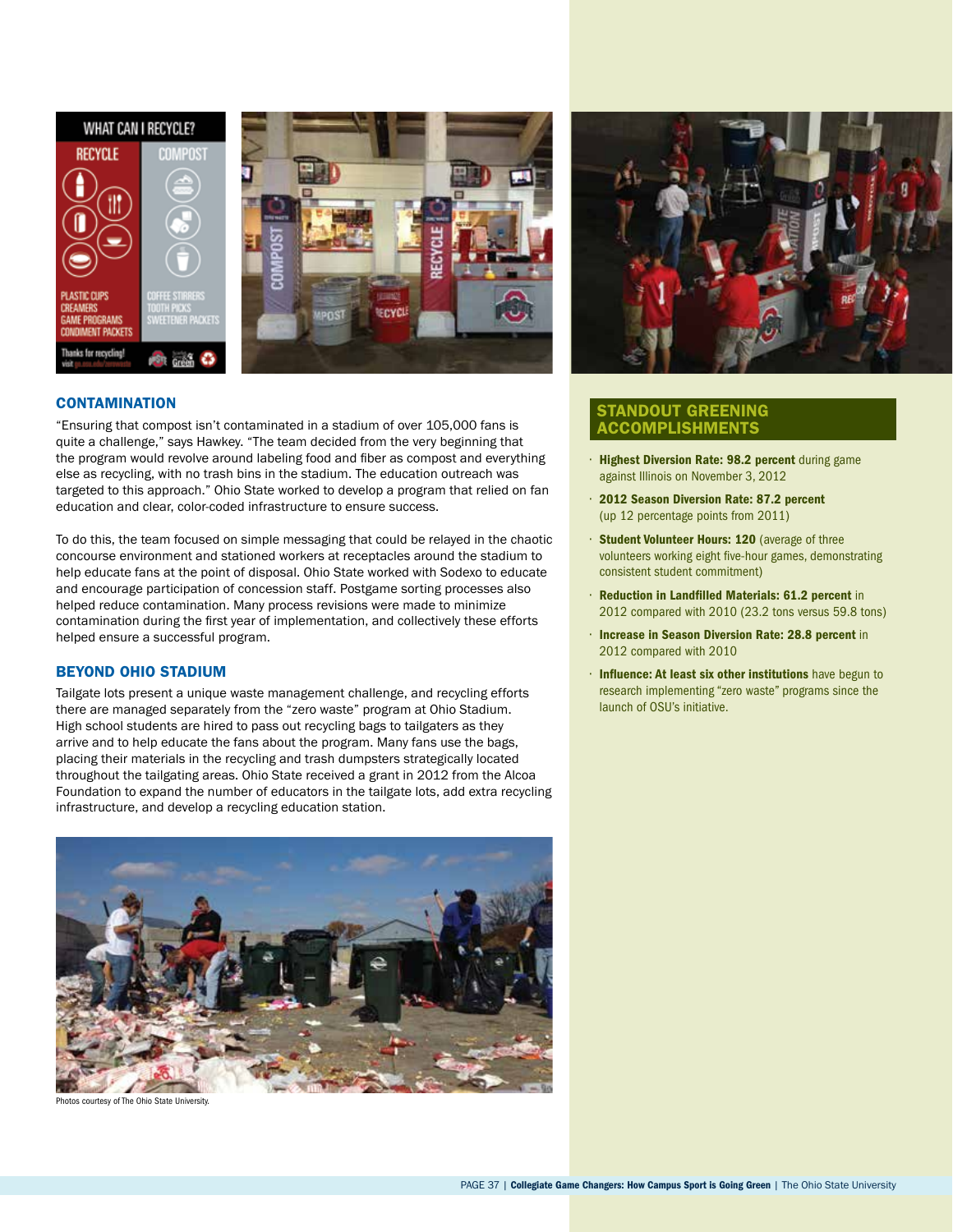## CONTAMINATION

"Ensuring that compost isn't contaminated in a stadium of over 105,000 fans is quite a challenge," says Hawkey. "The team decided from the very beginning that the program would revolve around labeling food and fiber as compost and everything else as recycling, with no trash bins in the stadium. The education outreach was targeted to this approach." Ohio State worked to develop a program that relied on fan education and clear, color-coded infrastructure to ensure success.

To do this, the team focused on simple messaging that could be relayed in the chaotic concourse environment and stationed workers at receptacles around the stadium to help educate fans at the point of disposal. Ohio State worked with Sodexo to educate and encourage participation of concession staff. Postgame sorting processes also helped reduce contamination. Many process revisions were made to minimize contamination during the first year of implementation, and collectively these efforts helped ensure a successful program.

## BEYOND OHIO STADIUM

Tailgate lots present a unique waste management challenge, and recycling efforts there are managed separately from the "zero waste" program at Ohio Stadium. High school students are hired to pass out recycling bags to tailgaters as they arrive and to help educate the fans about the program. Many fans use the bags, placing their materials in the recycling and trash dumpsters strategically located throughout the tailgating areas. Ohio State received a grant in 2012 from the Alcoa Foundation to expand the number of educators in the tailgate lots, add extra recycling infrastructure, and develop a recycling education station.

Photos courtesy of The Ohio State University.

## STANDOUT GREENING ACCOMPLISHMENTS

- **Highest Diversion Rate: 98.2 percent** during game against Illinois on November 3, 2012
- **2012 Season Diversion Rate: 87.2 percent** (up 12 percentage points from 2011)
- **Student Volunteer Hours: 120** (average of three volunteers working eight five-hour games, demonstrating consistent student commitment)
- **Reduction in Landfilled Materials: 61.2 percent** in 2012 compared with 2010 (23.2 tons versus 59.8 tons)
- **Increase in Season Diversion Rate: 28.8 percent** in 2012 compared with 2010
- **Influence: At least six other institutions** have begun to research implementing "zero waste" programs since the launch of OSU's initiative.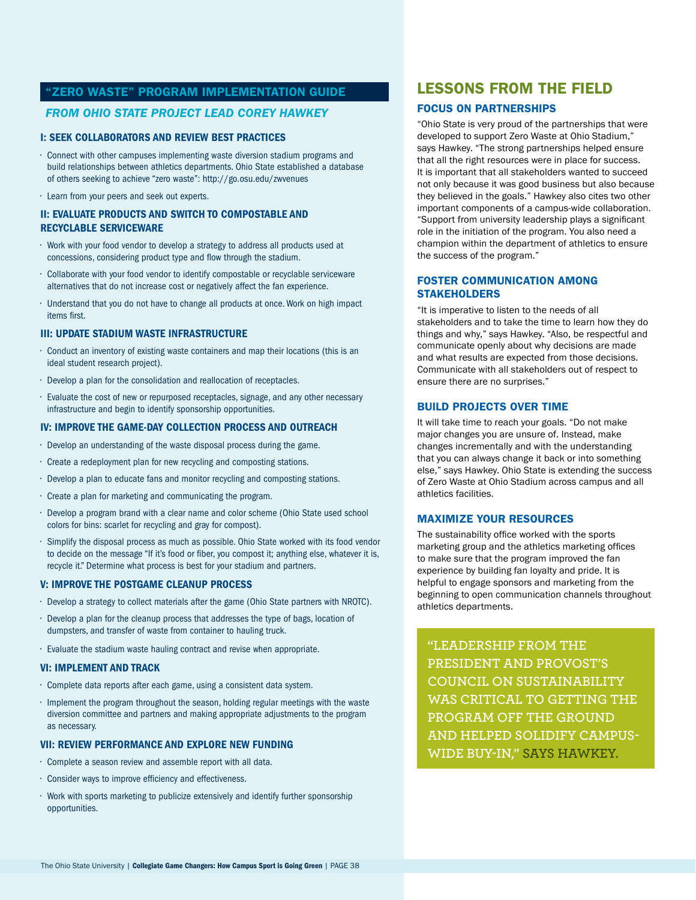## "ZERO WASTE" PROGRAM IMPLEMENTATION GUIDE

*FROM OHIO STATE PROJECT LEAD COREY HAWKEY*

### I: SEEK COLLABORATORS AND REVIEW BEST PRACTICES

- Connect with other campuses implementing waste diversion stadium programs and build relationships between athletics departments. Ohio State established a database of others seeking to achieve "zero waste": http://go.osu.edu/zwvenues
- Learn from your peers and seek out experts.

### II: EVALUATE PRODUCTS AND SWITCH TO COMPOSTABLE AND RECYCLABLE SERVICEWARE

- Work with your food vendor to develop a strategy to address all products used at concessions, considering product type and flow through the stadium.
- Collaborate with your food vendor to identify compostable or recyclable serviceware alternatives that do not increase cost or negatively affect the fan experience.
- Understand that you do not have to change all products at once. Work on high impact items first.

### III: UPDATE STADIUM WASTE INFRASTRUCTURE

- Conduct an inventory of existing waste containers and map their locations (this is an ideal student research project).
- Develop a plan for the consolidation and reallocation of receptacles.
- Evaluate the cost of new or repurposed receptacles, signage, and any other necessary infrastructure and begin to identify sponsorship opportunities.

### IV: IMPROVE THE GAME-DAY COLLECTION PROCESS AND OUTREACH

- Develop an understanding of the waste disposal process during the game.
- Create a redeployment plan for new recycling and composting stations.
- Develop a plan to educate fans and monitor recycling and composting stations.
- Create a plan for marketing and communicating the program.
- Develop a program brand with a clear name and color scheme (Ohio State used school colors for bins: scarlet for recycling and gray for compost).
- Simplify the disposal process as much as possible. Ohio State worked with its food vendor to decide on the message "If it's food or fiber, you compost it; anything else, whatever it is, recycle it." Determine what process is best for your stadium and partners.

### V: IMPROVE THE POSTGAME CLEANUP PROCESS

- Develop a strategy to collect materials after the game (Ohio State partners with NROTC).
- Develop a plan for the cleanup process that addresses the type of bags, location of dumpsters, and transfer of waste from container to hauling truck.
- Evaluate the stadium waste hauling contract and revise when appropriate.

### VI: IMPLEMENT AND TRACK

- Complete data reports after each game, using a consistent data system.
- Implement the program throughout the season, holding regular meetings with the waste diversion committee and partners and making appropriate adjustments to the program as necessary.

### VII: REVIEW PERFORMANCE AND EXPLORE NEW FUNDING

- Complete a season review and assemble report with all data.
- Consider ways to improve efficiency and effectiveness.
- Work with sports marketing to publicize extensively and identify further sponsorship opportunities.

## LESSONS FROM THE FIELD

### FOCUS ON PARTNERSHIPS

"Ohio State is very proud of the partnerships that were developed to support Zero Waste at Ohio Stadium," says Hawkey. "The strong partnerships helped ensure that all the right resources were in place for success. It is important that all stakeholders wanted to succeed not only because it was good business but also because they believed in the goals." Hawkey also cites two other important components of a campus-wide collaboration. "Support from university leadership plays a significant role in the initiation of the program. You also need a champion within the department of athletics to ensure the success of the program."

### FOSTER COMMUNICATION AMONG STAKEHOLDERS

"It is imperative to listen to the needs of all stakeholders and to take the time to learn how they do things and why," says Hawkey. "Also, be respectful and communicate openly about why decisions are made and what results are expected from those decisions. Communicate with all stakeholders out of respect to ensure there are no surprises."

### BUILD PROJECTS OVER TIME

It will take time to reach your goals. "Do not make major changes you are unsure of. Instead, make changes incrementally and with the understanding that you can always change it back or into something else," says Hawkey. Ohio State is extending the success of Zero Waste at Ohio Stadium across campus and all athletics facilities.

### MAXIMIZE YOUR RESOURCES

The sustainability office worked with the sports marketing group and the athletics marketing offices to make sure that the program improved the fan experience by building fan loyalty and pride. It is helpful to engage sponsors and marketing from the beginning to open communication channels throughout athletics departments.

"LEADERSHIP FROM THE PRESIDENT AND PROVOST'S COUNCIL ON SUSTAINABILITY WAS CRITICAL TO GETTING THE PROGRAM OFF THE GROUND AND HELPED SOLIDIFY CAMPUS-WIDE BUY-IN," SAYS HAWKEY.